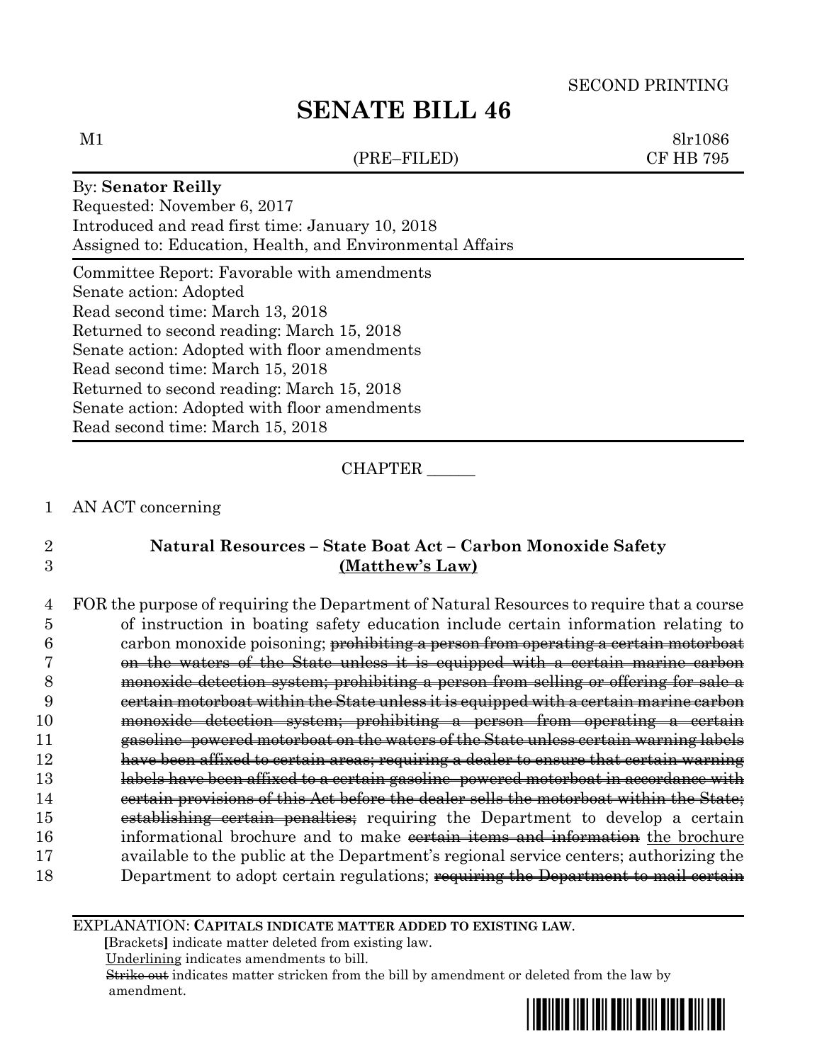SECOND PRINTING

# SENATE BILL 46

M1 (PRE–FILED) 8lr1086
CF HB 795

By: **Senator Reilly**
Requested: November 6, 2017
Introduced and read first time: January 10, 2018
Assigned to: Education, Health, and Environmental Affairs

Committee Report: Favorable with amendments
Senate action: Adopted
Read second time: March 13, 2018
Returned to second reading: March 15, 2018
Senate action: Adopted with floor amendments
Read second time: March 15, 2018
Returned to second reading: March 15, 2018
Senate action: Adopted with floor amendments
Read second time: March 15, 2018

CHAPTER ______

1 AN ACT concerning

2 **Natural Resources – State Boat Act – Carbon Monoxide Safety**
3 **<u>(Matthew's Law)</u>**

4 FOR the purpose of requiring the Department of Natural Resources to require that a course
5 of instruction in boating safety education include certain information relating to
6 carbon monoxide poisoning; ~~prohibiting a person from operating a certain motorboat~~
7 ~~on the waters of the State unless it is equipped with a certain marine carbon~~
8 ~~monoxide detection system; prohibiting a person from selling or offering for sale a~~
9 ~~certain motorboat within the State unless it is equipped with a certain marine carbon~~
10 ~~monoxide detection system; prohibiting a person from operating a certain~~
11 ~~gasoline–powered motorboat on the waters of the State unless certain warning labels~~
12 ~~have been affixed to certain areas; requiring a dealer to ensure that certain warning~~
13 ~~labels have been affixed to a certain gasoline–powered motorboat in accordance with~~
14 ~~certain provisions of this Act before the dealer sells the motorboat within the State;~~
15 ~~establishing certain penalties;~~ requiring the Department to develop a certain
16 informational brochure and to make ~~certain items and information~~ <u>the brochure</u>
17 available to the public at the Department's regional service centers; authorizing the
18 Department to adopt certain regulations; ~~requiring the Department to mail certain~~

EXPLANATION: **CAPITALS INDICATE MATTER ADDED TO EXISTING LAW.**
**[**Brackets**]** indicate matter deleted from existing law.
<u>Underlining</u> indicates amendments to bill.
~~Strike out~~ indicates matter stricken from the bill by amendment or deleted from the law by amendment.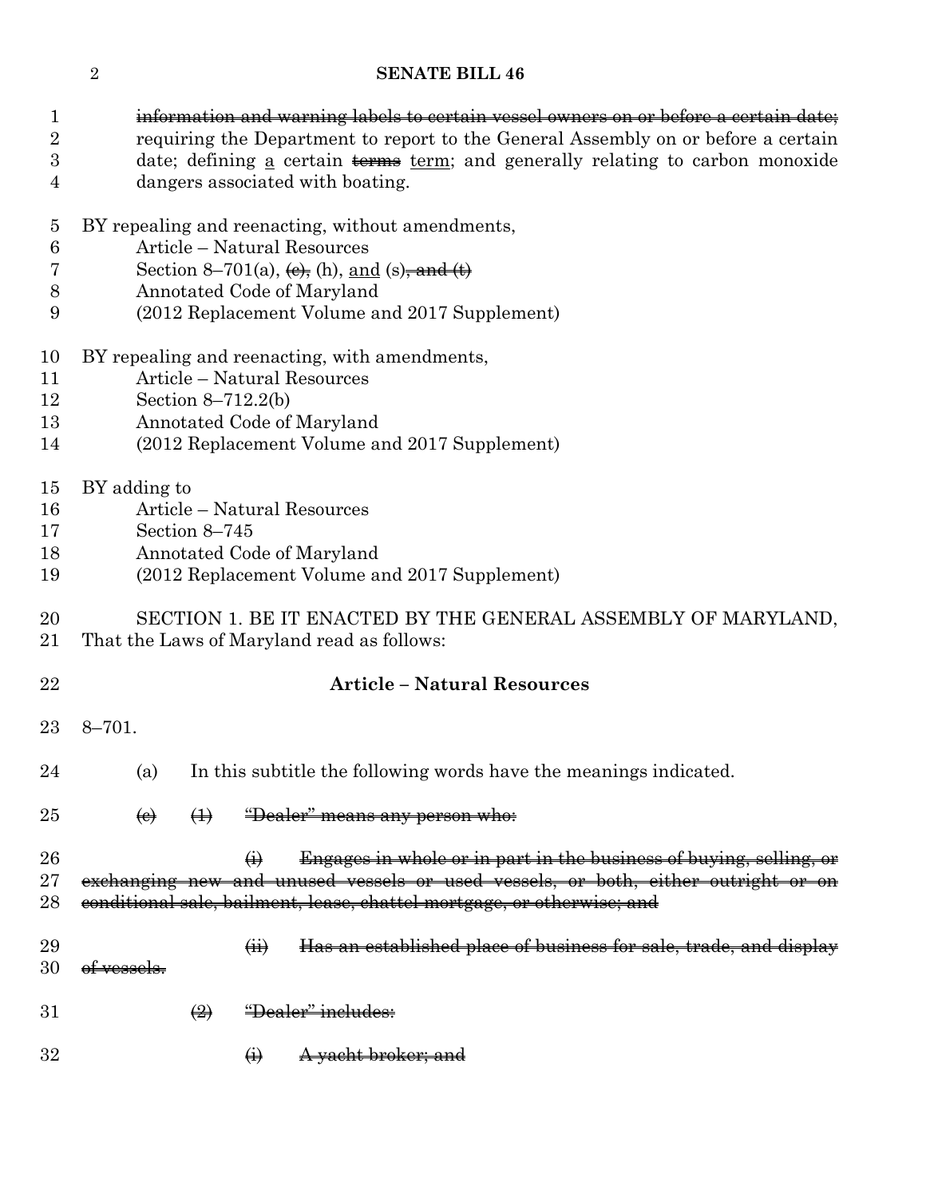~~information and warning labels to certain vessel owners on or before a certain date;~~ requiring the Department to report to the General Assembly on or before a certain date; defining a certain ~~terms~~ term; and generally relating to carbon monoxide dangers associated with boating.

BY repealing and reenacting, without amendments,
Article – Natural Resources
Section 8–701(a), ~~(e),~~ (h), and (s)~~, and (t)~~
Annotated Code of Maryland
(2012 Replacement Volume and 2017 Supplement)

BY repealing and reenacting, with amendments,
Article – Natural Resources
Section 8–712.2(b)
Annotated Code of Maryland
(2012 Replacement Volume and 2017 Supplement)

BY adding to
Article – Natural Resources
Section 8–745
Annotated Code of Maryland
(2012 Replacement Volume and 2017 Supplement)

SECTION 1. BE IT ENACTED BY THE GENERAL ASSEMBLY OF MARYLAND, That the Laws of Maryland read as follows:

**Article – Natural Resources**

8–701.

(a) In this subtitle the following words have the meanings indicated.

~~(e) (1) "Dealer" means any person who:~~

~~(i) Engages in whole or in part in the business of buying, selling, or exchanging new and unused vessels or used vessels, or both, either outright or on conditional sale, bailment, lease, chattel mortgage, or otherwise; and~~

~~(ii) Has an established place of business for sale, trade, and display of vessels.~~

~~(2) "Dealer" includes:~~

~~(i) A yacht broker; and~~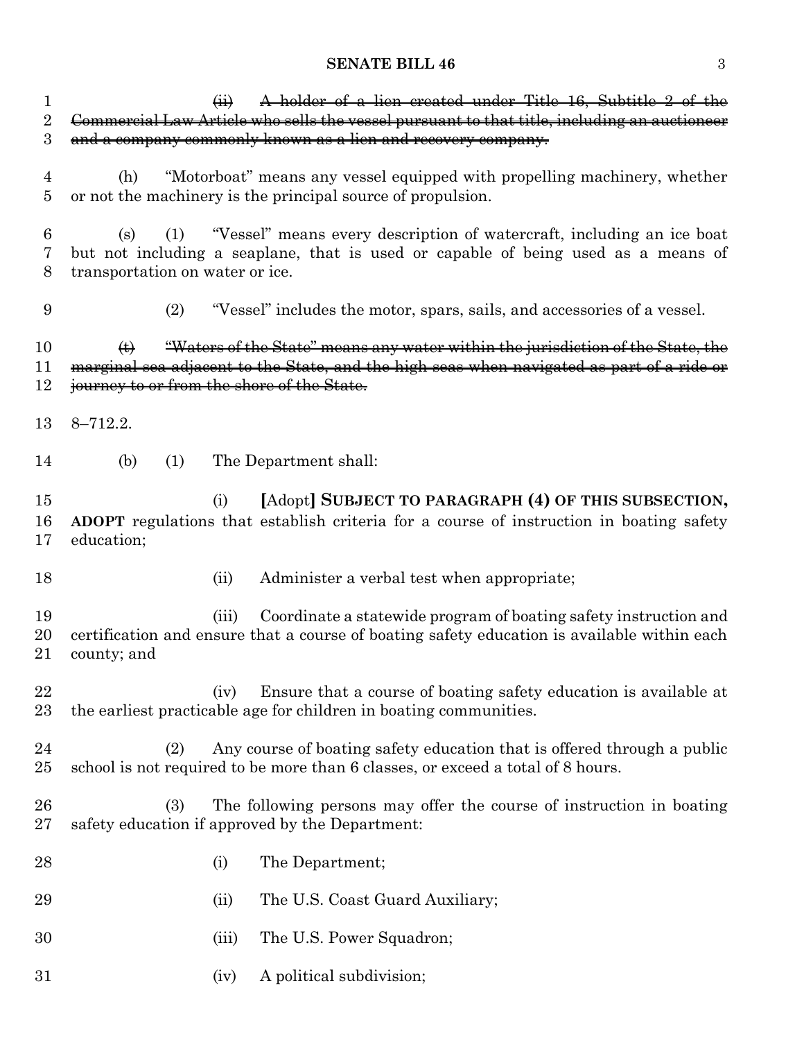~~(ii) A holder of a lien created under Title 16, Subtitle 2 of the Commercial Law Article who sells the vessel pursuant to that title, including an auctioneer and a company commonly known as a lien and recovery company.~~

(h) "Motorboat" means any vessel equipped with propelling machinery, whether or not the machinery is the principal source of propulsion.

(s) (1) "Vessel" means every description of watercraft, including an ice boat but not including a seaplane, that is used or capable of being used as a means of transportation on water or ice.

(2) "Vessel" includes the motor, spars, sails, and accessories of a vessel.

~~(t) "Waters of the State" means any water within the jurisdiction of the State, the marginal sea adjacent to the State, and the high seas when navigated as part of a ride or journey to or from the shore of the State.~~

8–712.2.

(b) (1) The Department shall:

(i) [Adopt] **SUBJECT TO PARAGRAPH (4) OF THIS SUBSECTION, ADOPT** regulations that establish criteria for a course of instruction in boating safety education;

(ii) Administer a verbal test when appropriate;

(iii) Coordinate a statewide program of boating safety instruction and certification and ensure that a course of boating safety education is available within each county; and

(iv) Ensure that a course of boating safety education is available at the earliest practicable age for children in boating communities.

(2) Any course of boating safety education that is offered through a public school is not required to be more than 6 classes, or exceed a total of 8 hours.

(3) The following persons may offer the course of instruction in boating safety education if approved by the Department:

(i) The Department;

(ii) The U.S. Coast Guard Auxiliary;

(iii) The U.S. Power Squadron;

(iv) A political subdivision;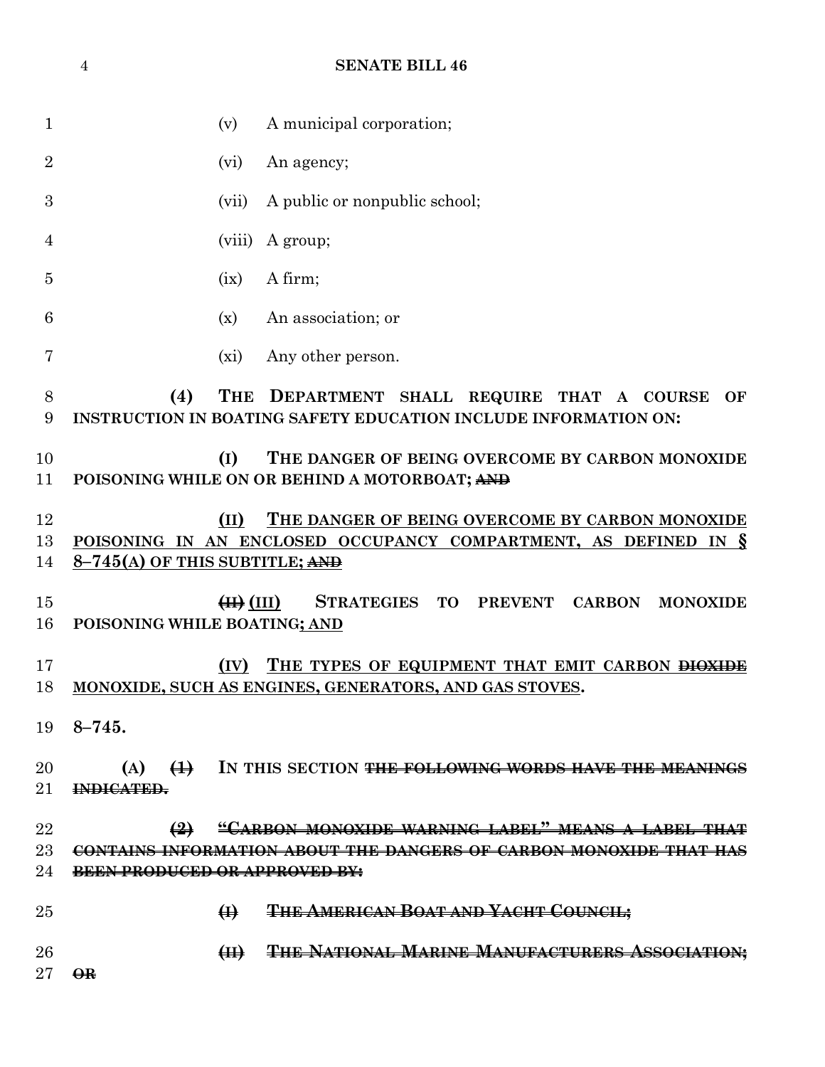(v) A municipal corporation;

(vi) An agency;

(vii) A public or nonpublic school;

(viii) A group;

(ix) A firm;

(x) An association; or

(xi) Any other person.

**(4) THE DEPARTMENT SHALL REQUIRE THAT A COURSE OF INSTRUCTION IN BOATING SAFETY EDUCATION INCLUDE INFORMATION ON:**

**(I) THE DANGER OF BEING OVERCOME BY CARBON MONOXIDE POISONING WHILE ON OR BEHIND A MOTORBOAT;** ~~**AND**~~

<u>**(II) THE DANGER OF BEING OVERCOME BY CARBON MONOXIDE POISONING IN AN ENCLOSED OCCUPANCY COMPARTMENT, AS DEFINED IN § 8–745(A) OF THIS SUBTITLE;**</u> ~~**AND**~~

~~**(II)**~~ <u>**(III)**</u> **STRATEGIES TO PREVENT CARBON MONOXIDE POISONING WHILE BOATING**<u>**; AND**</u>

<u>**(IV) THE TYPES OF EQUIPMENT THAT EMIT CARBON**</u> ~~**DIOXIDE**~~ <u>**MONOXIDE, SUCH AS ENGINES, GENERATORS, AND GAS STOVES**</u>**.**

**8–745.**

**(A)** ~~**(1)**~~ **IN THIS SECTION** ~~**THE FOLLOWING WORDS HAVE THE MEANINGS INDICATED.**~~

~~**(2) "CARBON MONOXIDE WARNING LABEL" MEANS A LABEL THAT CONTAINS INFORMATION ABOUT THE DANGERS OF CARBON MONOXIDE THAT HAS BEEN PRODUCED OR APPROVED BY:**~~

~~**(I) THE AMERICAN BOAT AND YACHT COUNCIL;**~~

~~**(II) THE NATIONAL MARINE MANUFACTURERS ASSOCIATION; OR**~~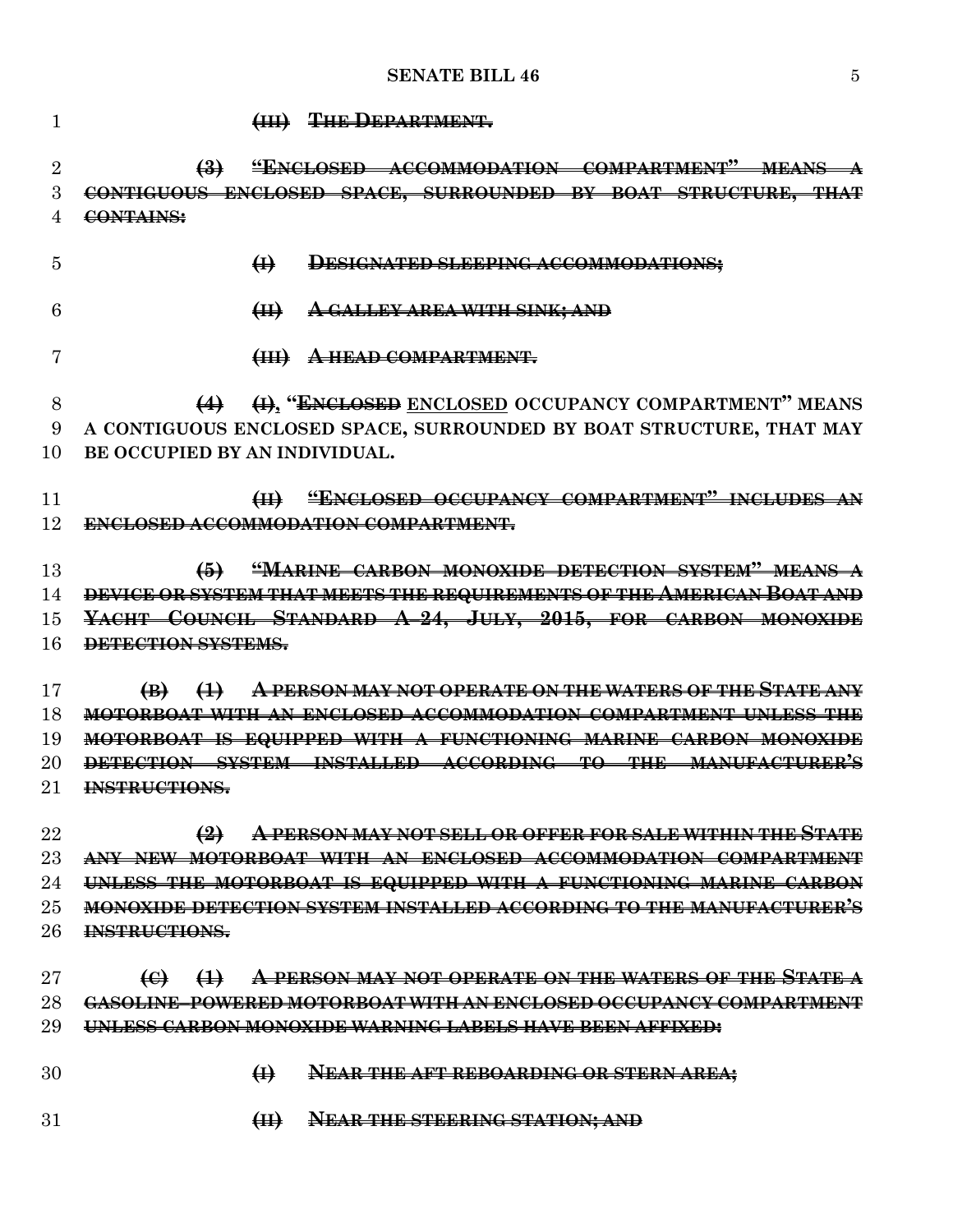~~(III) THE DEPARTMENT.~~

~~(3) "ENCLOSED ACCOMMODATION COMPARTMENT" MEANS A CONTIGUOUS ENCLOSED SPACE, SURROUNDED BY BOAT STRUCTURE, THAT CONTAINS:~~

~~(I) DESIGNATED SLEEPING ACCOMMODATIONS;~~

~~(II) A GALLEY AREA WITH SINK; AND~~

~~(III) A HEAD COMPARTMENT.~~

**~~(4)~~ ~~(I)~~, "~~ENCLOSED~~** <u>ENCLOSED</u> **OCCUPANCY COMPARTMENT" MEANS A CONTIGUOUS ENCLOSED SPACE, SURROUNDED BY BOAT STRUCTURE, THAT MAY BE OCCUPIED BY AN INDIVIDUAL.**

~~(II) "ENCLOSED OCCUPANCY COMPARTMENT" INCLUDES AN ENCLOSED ACCOMMODATION COMPARTMENT.~~

~~(5) "MARINE CARBON MONOXIDE DETECTION SYSTEM" MEANS A DEVICE OR SYSTEM THAT MEETS THE REQUIREMENTS OF THE AMERICAN BOAT AND YACHT COUNCIL STANDARD A-24, JULY, 2015, FOR CARBON MONOXIDE DETECTION SYSTEMS.~~

~~(B) (1) A PERSON MAY NOT OPERATE ON THE WATERS OF THE STATE ANY MOTORBOAT WITH AN ENCLOSED ACCOMMODATION COMPARTMENT UNLESS THE MOTORBOAT IS EQUIPPED WITH A FUNCTIONING MARINE CARBON MONOXIDE DETECTION SYSTEM INSTALLED ACCORDING TO THE MANUFACTURER'S INSTRUCTIONS.~~

~~(2) A PERSON MAY NOT SELL OR OFFER FOR SALE WITHIN THE STATE ANY NEW MOTORBOAT WITH AN ENCLOSED ACCOMMODATION COMPARTMENT UNLESS THE MOTORBOAT IS EQUIPPED WITH A FUNCTIONING MARINE CARBON MONOXIDE DETECTION SYSTEM INSTALLED ACCORDING TO THE MANUFACTURER'S INSTRUCTIONS.~~

~~(C) (1) A PERSON MAY NOT OPERATE ON THE WATERS OF THE STATE A GASOLINE-POWERED MOTORBOAT WITH AN ENCLOSED OCCUPANCY COMPARTMENT UNLESS CARBON MONOXIDE WARNING LABELS HAVE BEEN AFFIXED:~~

~~(I) NEAR THE AFT REBOARDING OR STERN AREA;~~

~~(II) NEAR THE STEERING STATION; AND~~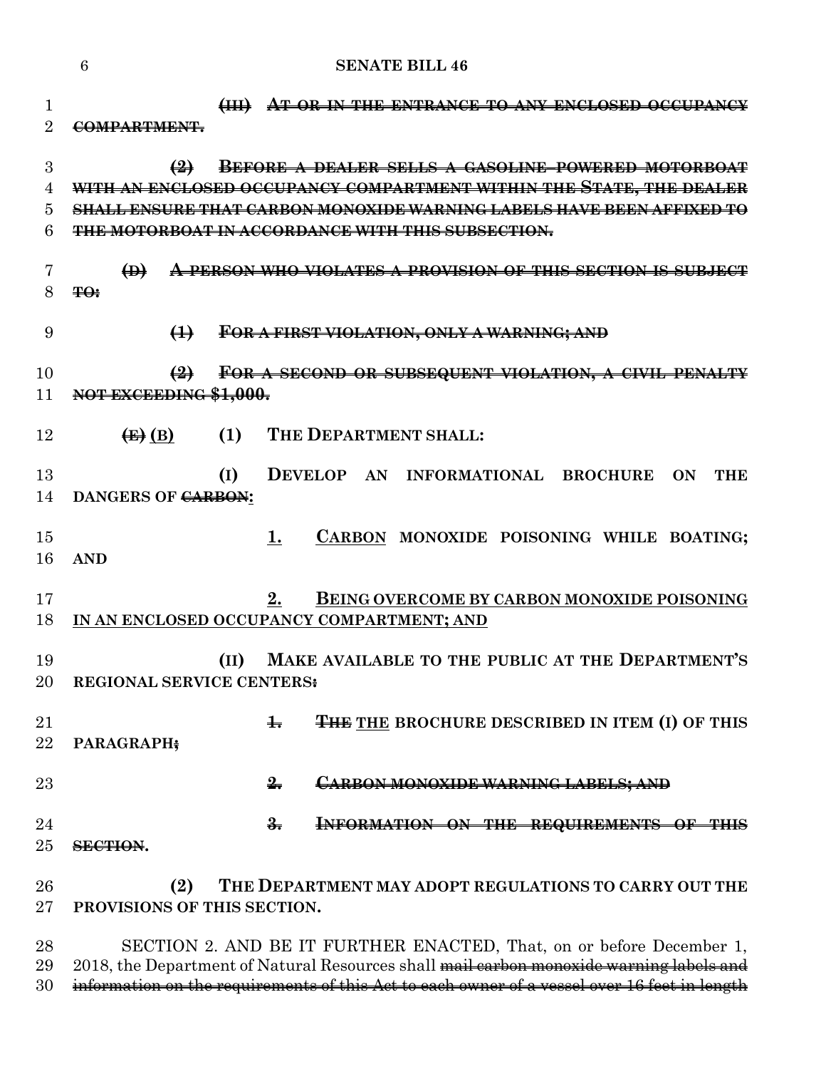~~**(III) AT OR IN THE ENTRANCE TO ANY ENCLOSED OCCUPANCY COMPARTMENT.**~~

~~**(2) BEFORE A DEALER SELLS A GASOLINE–POWERED MOTORBOAT WITH AN ENCLOSED OCCUPANCY COMPARTMENT WITHIN THE STATE, THE DEALER SHALL ENSURE THAT CARBON MONOXIDE WARNING LABELS HAVE BEEN AFFIXED TO THE MOTORBOAT IN ACCORDANCE WITH THIS SUBSECTION.**~~

~~**(D) A PERSON WHO VIOLATES A PROVISION OF THIS SECTION IS SUBJECT TO:**~~

~~**(1) FOR A FIRST VIOLATION, ONLY A WARNING; AND**~~

~~**(2) FOR A SECOND OR SUBSEQUENT VIOLATION, A CIVIL PENALTY NOT EXCEEDING $1,000.**~~

**~~(E)~~ <u>(B)</u> (1) THE DEPARTMENT SHALL:**

**(I) DEVELOP AN INFORMATIONAL BROCHURE ON THE DANGERS OF ~~CARBON~~<u>:</u>**

**<u>1.</u> <u>CARBON</u> MONOXIDE POISONING WHILE BOATING; AND**

**<u>2. BEING OVERCOME BY CARBON MONOXIDE POISONING IN AN ENCLOSED OCCUPANCY COMPARTMENT; AND</u>**

**(II) MAKE AVAILABLE TO THE PUBLIC AT THE DEPARTMENT'S REGIONAL SERVICE CENTERS~~:~~**

**~~1.~~ ~~THE~~ <u>THE</u> BROCHURE DESCRIBED IN ITEM (I) OF THIS PARAGRAPH~~;~~**

~~**2. CARBON MONOXIDE WARNING LABELS; AND**~~

~~**3. INFORMATION ON THE REQUIREMENTS OF THIS SECTION**~~**.**

**(2) THE DEPARTMENT MAY ADOPT REGULATIONS TO CARRY OUT THE PROVISIONS OF THIS SECTION.**

SECTION 2. AND BE IT FURTHER ENACTED, That, on or before December 1, 2018, the Department of Natural Resources shall ~~mail carbon monoxide warning labels and information on the requirements of this Act to each owner of a vessel over 16 feet in length~~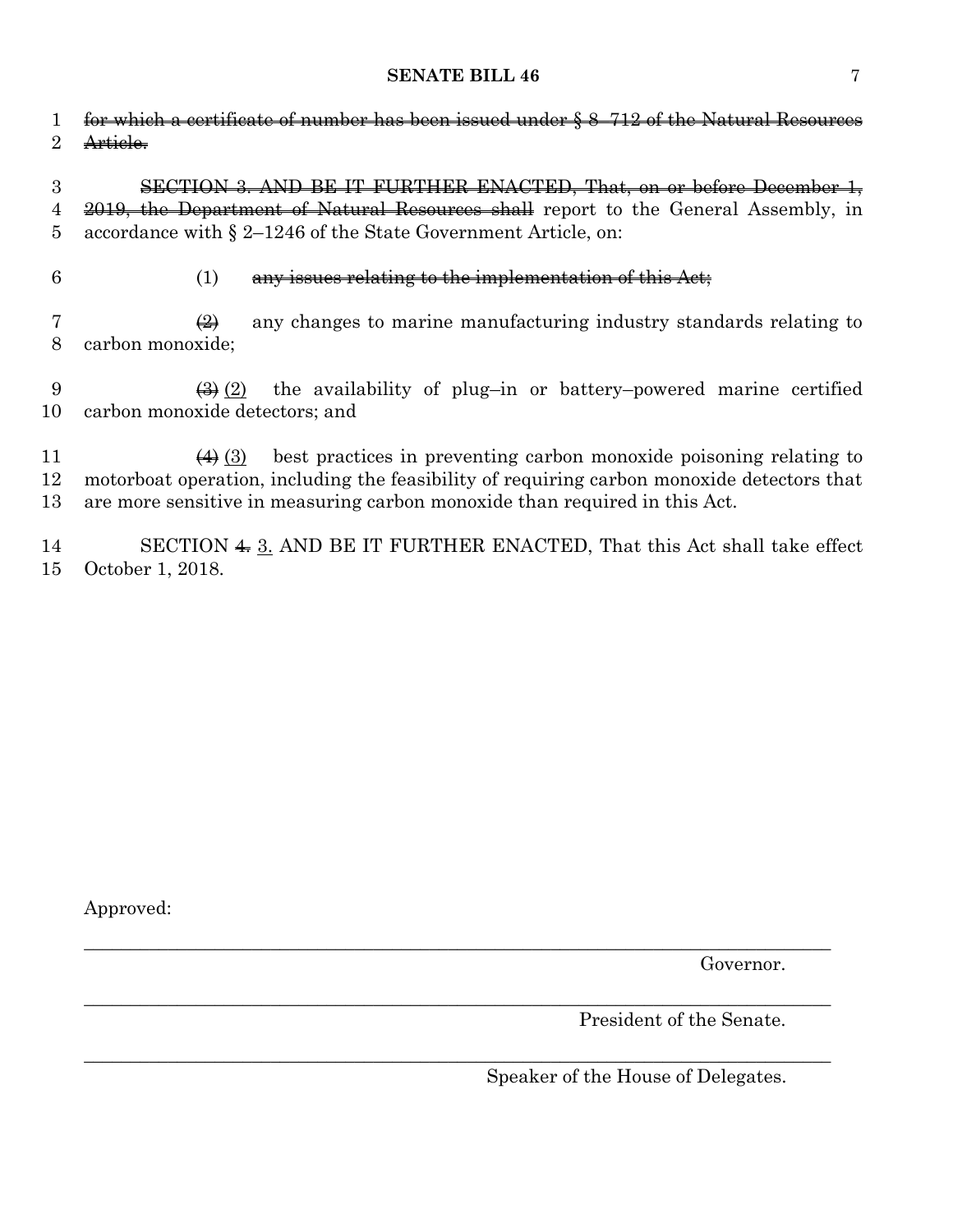~~for which a certificate of number has been issued under § 8–712 of the Natural Resources Article.~~

~~SECTION 3. AND BE IT FURTHER ENACTED, That, on or before December 1, 2019, the Department of Natural Resources shall~~ report to the General Assembly, in accordance with § 2–1246 of the State Government Article, on:

(1) ~~any issues relating to the implementation of this Act;~~

~~(2)~~ any changes to marine manufacturing industry standards relating to carbon monoxide;

~~(3)~~ <u>(2)</u> the availability of plug–in or battery–powered marine certified carbon monoxide detectors; and

~~(4)~~ <u>(3)</u> best practices in preventing carbon monoxide poisoning relating to motorboat operation, including the feasibility of requiring carbon monoxide detectors that are more sensitive in measuring carbon monoxide than required in this Act.

SECTION ~~4.~~ <u>3.</u> AND BE IT FURTHER ENACTED, That this Act shall take effect October 1, 2018.

Approved:

\_\_\_\_\_\_\_\_\_\_\_\_\_\_\_\_\_\_\_\_\_\_\_\_\_\_\_\_\_\_\_\_\_\_\_\_\_\_\_\_\_\_\_\_\_\_\_\_\_\_\_\_\_\_\_\_\_\_\_\_\_\_\_\_\_\_\_\_\_\_\_\_

Governor.

\_\_\_\_\_\_\_\_\_\_\_\_\_\_\_\_\_\_\_\_\_\_\_\_\_\_\_\_\_\_\_\_\_\_\_\_\_\_\_\_\_\_\_\_\_\_\_\_\_\_\_\_\_\_\_\_\_\_\_\_\_\_\_\_\_\_\_\_\_\_\_\_

President of the Senate.

\_\_\_\_\_\_\_\_\_\_\_\_\_\_\_\_\_\_\_\_\_\_\_\_\_\_\_\_\_\_\_\_\_\_\_\_\_\_\_\_\_\_\_\_\_\_\_\_\_\_\_\_\_\_\_\_\_\_\_\_\_\_\_\_\_\_\_\_\_\_\_\_

Speaker of the House of Delegates.